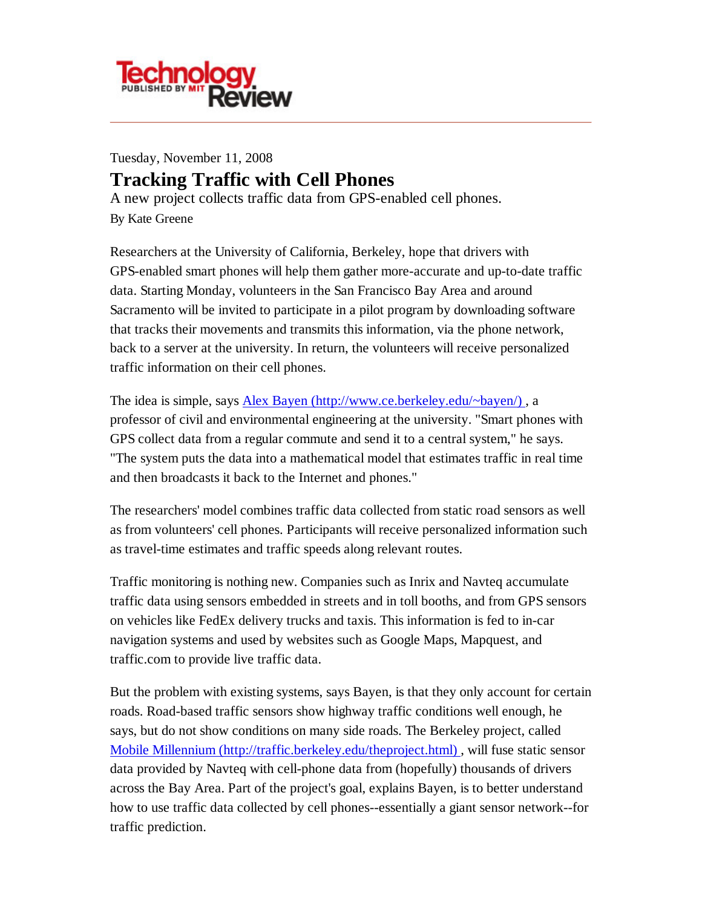Tuesday, November 11, 2008

# Tracking Traffic with Cell Phones

A new project collects traffic data from GPS-enabled cell phones.

By Kate Greene

Researchers at the University of California, Berkeley, hope that drivers with GPS-enabled smart phones will help them gather more-accurate and up-to-date traffic data. Starting Monday, volunteers in the San Francisco Bay Area and around Sacramento will be invited to participate in a pilot program by downloading software that tracks their movements and transmits this information, via the phone network, back to a server at the university. In return, the volunteers will receive personalized traffic information on their cell phones.

The idea is simple, says [Alex Bayen (http://www.ce.berkeley.edu/~bayen/)](http://www.ce.berkeley.edu/~bayen/) , a professor of civil and environmental engineering at the university. "Smart phones with GPS collect data from a regular commute and send it to a central system," he says. "The system puts the data into a mathematical model that estimates traffic in real time and then broadcasts it back to the Internet and phones."

The researchers' model combines traffic data collected from static road sensors as well as from volunteers' cell phones. Participants will receive personalized information such as travel-time estimates and traffic speeds along relevant routes.

Traffic monitoring is nothing new. Companies such as Inrix and Navteq accumulate traffic data using sensors embedded in streets and in toll booths, and from GPS sensors on vehicles like FedEx delivery trucks and taxis. This information is fed to in-car navigation systems and used by websites such as Google Maps, Mapquest, and traffic.com to provide live traffic data.

But the problem with existing systems, says Bayen, is that they only account for certain roads. Road-based traffic sensors show highway traffic conditions well enough, he says, but do not show conditions on many side roads. The Berkeley project, called [Mobile Millennium (http://traffic.berkeley.edu/theproject.html)](http://traffic.berkeley.edu/theproject.html) , will fuse static sensor data provided by Navteq with cell-phone data from (hopefully) thousands of drivers across the Bay Area. Part of the project's goal, explains Bayen, is to better understand how to use traffic data collected by cell phones--essentially a giant sensor network--for traffic prediction.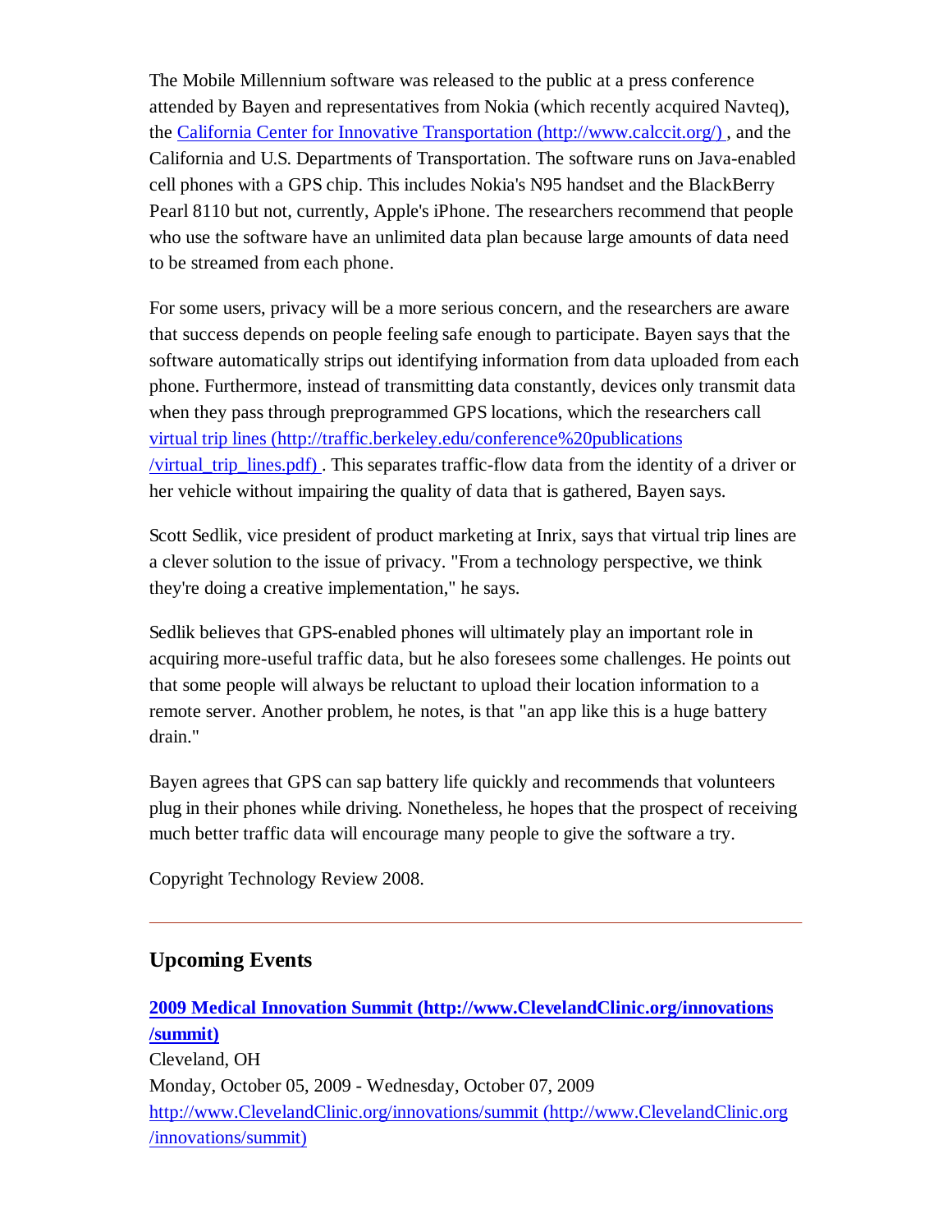The Mobile Millennium software was released to the public at a press conference attended by Bayen and representatives from Nokia (which recently acquired Navteq), the [California Center for Innovative Transportation (http://www.calccit.org/)](http://www.calccit.org/), and the California and U.S. Departments of Transportation. The software runs on Java-enabled cell phones with a GPS chip. This includes Nokia's N95 handset and the BlackBerry Pearl 8110 but not, currently, Apple's iPhone. The researchers recommend that people who use the software have an unlimited data plan because large amounts of data need to be streamed from each phone.

For some users, privacy will be a more serious concern, and the researchers are aware that success depends on people feeling safe enough to participate. Bayen says that the software automatically strips out identifying information from data uploaded from each phone. Furthermore, instead of transmitting data constantly, devices only transmit data when they pass through preprogrammed GPS locations, which the researchers call [virtual trip lines (http://traffic.berkeley.edu/conference%20publications/virtual_trip_lines.pdf)](http://traffic.berkeley.edu/conference%20publications/virtual_trip_lines.pdf). This separates traffic-flow data from the identity of a driver or her vehicle without impairing the quality of data that is gathered, Bayen says.

Scott Sedlik, vice president of product marketing at Inrix, says that virtual trip lines are a clever solution to the issue of privacy. "From a technology perspective, we think they're doing a creative implementation," he says.

Sedlik believes that GPS-enabled phones will ultimately play an important role in acquiring more-useful traffic data, but he also foresees some challenges. He points out that some people will always be reluctant to upload their location information to a remote server. Another problem, he notes, is that "an app like this is a huge battery drain."

Bayen agrees that GPS can sap battery life quickly and recommends that volunteers plug in their phones while driving. Nonetheless, he hopes that the prospect of receiving much better traffic data will encourage many people to give the software a try.

Copyright Technology Review 2008.

---

## Upcoming Events

**[2009 Medical Innovation Summit (http://www.ClevelandClinic.org/innovations/summit)](http://www.ClevelandClinic.org/innovations/summit)**
Cleveland, OH
Monday, October 05, 2009 - Wednesday, October 07, 2009
[http://www.ClevelandClinic.org/innovations/summit (http://www.ClevelandClinic.org/innovations/summit)](http://www.ClevelandClinic.org/innovations/summit)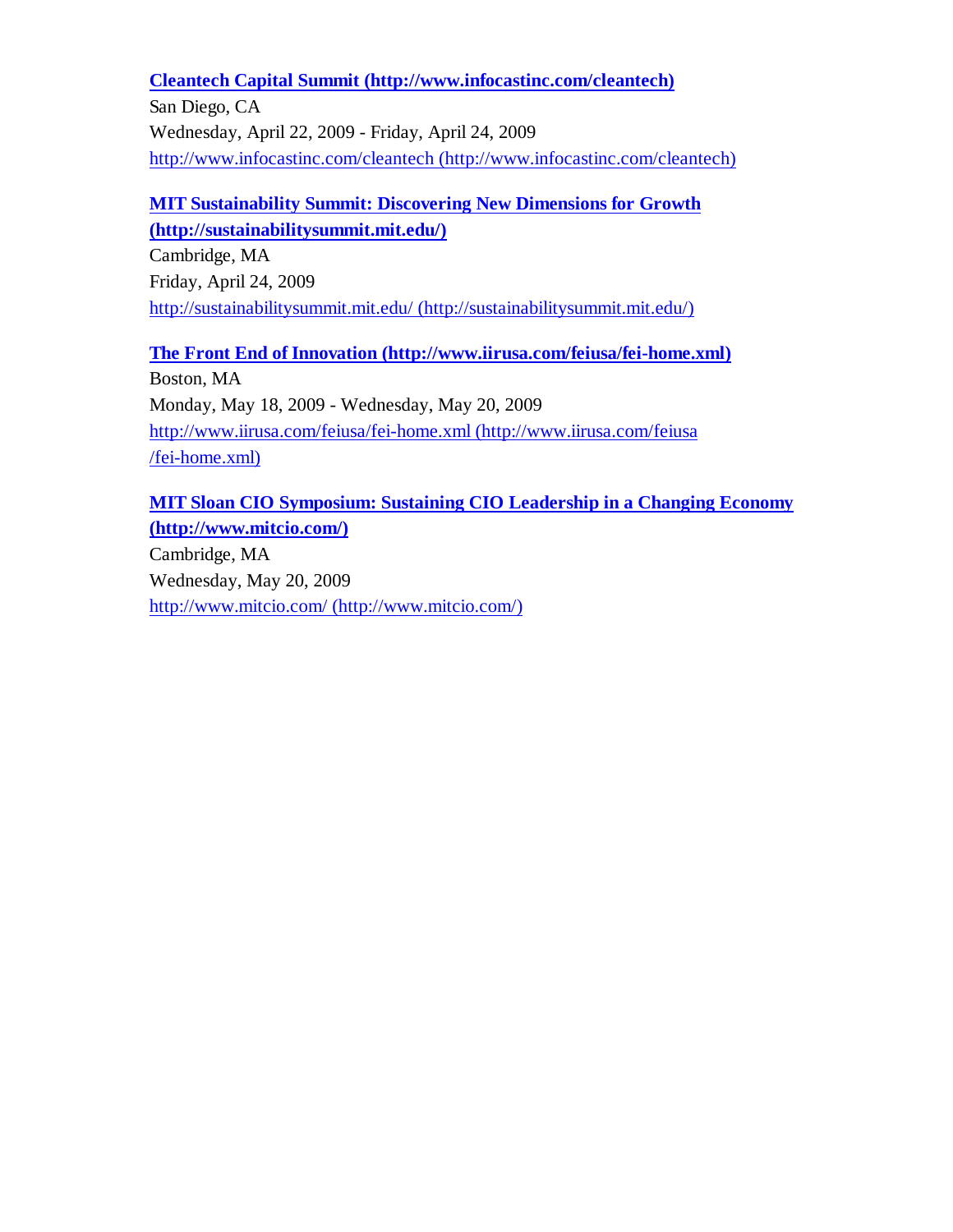**Cleantech Capital Summit (http://www.infocastinc.com/cleantech)**
San Diego, CA
Wednesday, April 22, 2009 - Friday, April 24, 2009
http://www.infocastinc.com/cleantech (http://www.infocastinc.com/cleantech)

**MIT Sustainability Summit: Discovering New Dimensions for Growth (http://sustainabilitysummit.mit.edu/)**
Cambridge, MA
Friday, April 24, 2009
http://sustainabilitysummit.mit.edu/ (http://sustainabilitysummit.mit.edu/)

**The Front End of Innovation (http://www.iirusa.com/feiusa/fei-home.xml)**
Boston, MA
Monday, May 18, 2009 - Wednesday, May 20, 2009
http://www.iirusa.com/feiusa/fei-home.xml (http://www.iirusa.com/feiusa/fei-home.xml)

**MIT Sloan CIO Symposium: Sustaining CIO Leadership in a Changing Economy (http://www.mitcio.com/)**
Cambridge, MA
Wednesday, May 20, 2009
http://www.mitcio.com/ (http://www.mitcio.com/)